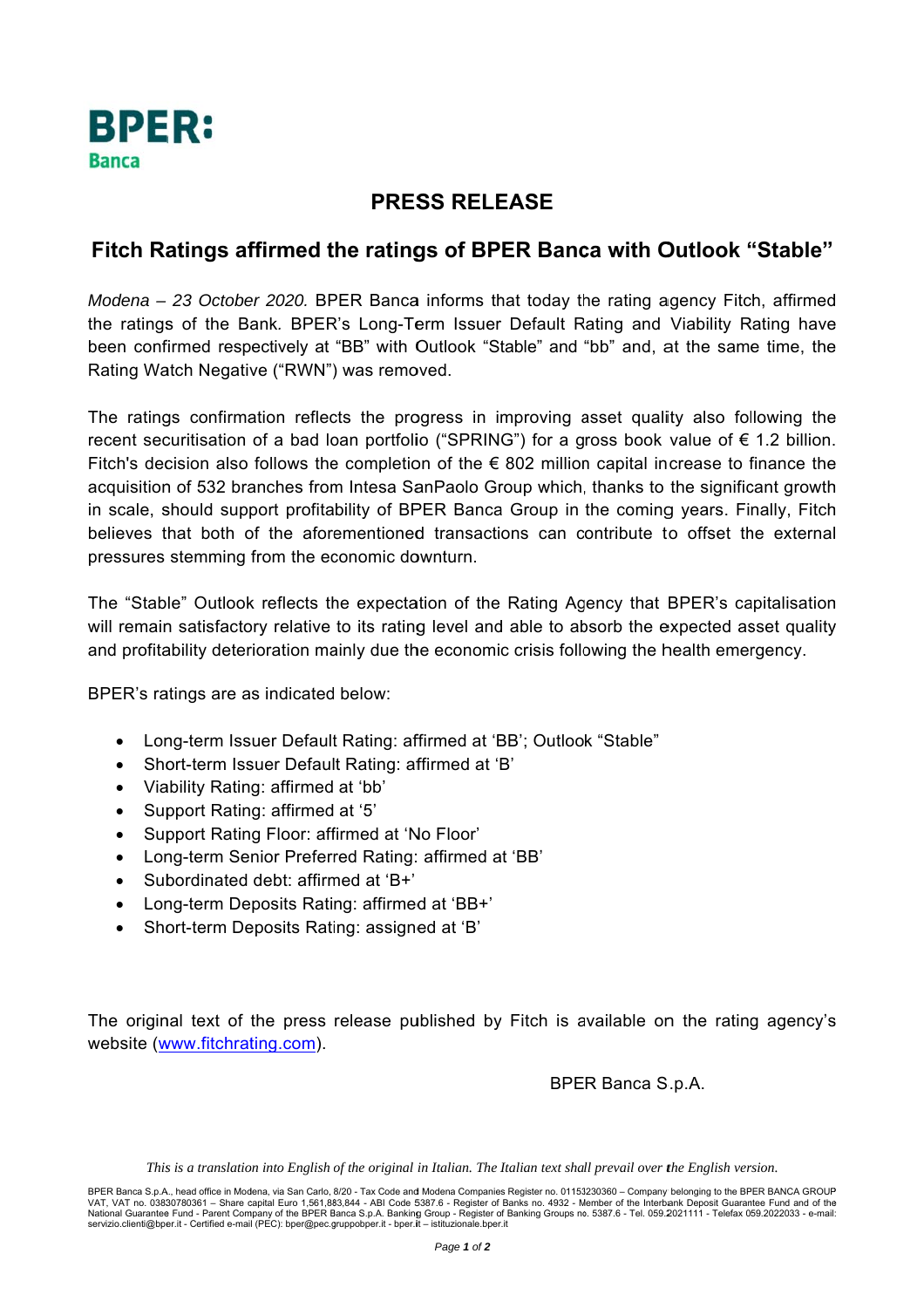BPER:
Banca

# PRESS RELEASE

## Fitch Ratings affirmed the ratings of BPER Banca with Outlook “Stable”

*Modena – 23 October 2020.* BPER Banca informs that today the rating agency Fitch, affirmed the ratings of the Bank. BPER’s Long-Term Issuer Default Rating and Viability Rating have been confirmed respectively at “BB” with Outlook “Stable” and “bb” and, at the same time, the Rating Watch Negative (“RWN”) was removed.

The ratings confirmation reflects the progress in improving asset quality also following the recent securitisation of a bad loan portfolio (“SPRING”) for a gross book value of € 1.2 billion. Fitch's decision also follows the completion of the € 802 million capital increase to finance the acquisition of 532 branches from Intesa SanPaolo Group which, thanks to the significant growth in scale, should support profitability of BPER Banca Group in the coming years. Finally, Fitch believes that both of the aforementioned transactions can contribute to offset the external pressures stemming from the economic downturn.

The “Stable” Outlook reflects the expectation of the Rating Agency that BPER’s capitalisation will remain satisfactory relative to its rating level and able to absorb the expected asset quality and profitability deterioration mainly due the economic crisis following the health emergency.

BPER’s ratings are as indicated below:

- Long-term Issuer Default Rating: affirmed at ‘BB’; Outlook “Stable”
- Short-term Issuer Default Rating: affirmed at ‘B’
- Viability Rating: affirmed at ‘bb’
- Support Rating: affirmed at ‘5’
- Support Rating Floor: affirmed at ‘No Floor’
- Long-term Senior Preferred Rating: affirmed at ‘BB’
- Subordinated debt: affirmed at ‘B+’
- Long-term Deposits Rating: affirmed at ‘BB+’
- Short-term Deposits Rating: assigned at ‘B’

The original text of the press release published by Fitch is available on the rating agency’s website (www.fitchrating.com).

BPER Banca S.p.A.

*This is a translation into English of the original in Italian. The Italian text shall prevail over the English version.*

BPER Banca S.p.A., head office in Modena, via San Carlo, 8/20 - Tax Code and Modena Companies Register no. 01153230360 – Company belonging to the BPER BANCA GROUP VAT, VAT no. 03830780361 – Share capital Euro 1,561,883,844 - ABI Code 5387.6 - Register of Banks no. 4932 - Member of the Interbank Deposit Guarantee Fund and of the National Guarantee Fund - Parent Company of the BPER Banca S.p.A. Banking Group - Register of Banking Groups no. 5387.6 - Tel. 059.2021111 - Telefax 059.2022033 - e-mail: servizio.clienti@bper.it - Certified e-mail (PEC): bper@pec.gruppobper.it - bper.it – istituzionale.bper.it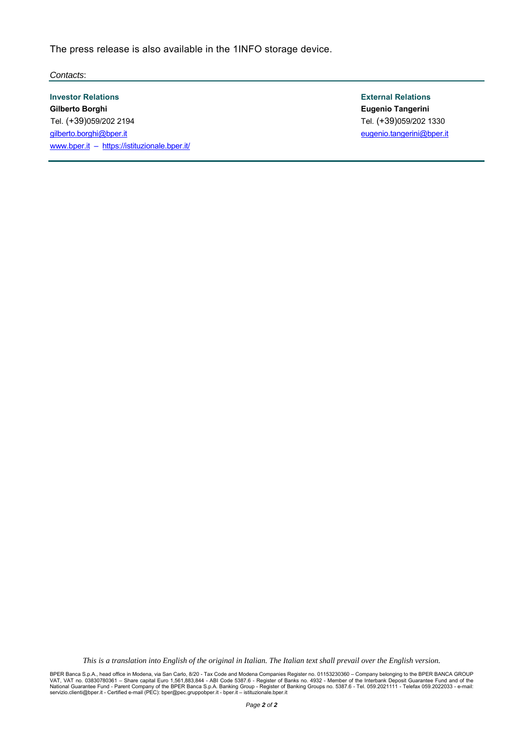The press release is also available in the 1INFO storage device.

*Contacts*:

**Investor Relations**
**Gilberto Borghi**
Tel. (+39)059/202 2194
gilberto.borghi@bper.it
www.bper.it – https://istituzionale.bper.it/

**External Relations**
**Eugenio Tangerini**
Tel. (+39)059/202 1330
eugenio.tangerini@bper.it

*This is a translation into English of the original in Italian. The Italian text shall prevail over the English version.*

BPER Banca S.p.A., head office in Modena, via San Carlo, 8/20 - Tax Code and Modena Companies Register no. 01153230360 – Company belonging to the BPER BANCA GROUP VAT, VAT no. 03830780361 – Share capital Euro 1,561,883,844 - ABI Code 5387.6 - Register of Banks no. 4932 - Member of the Interbank Deposit Guarantee Fund and of the National Guarantee Fund - Parent Company of the BPER Banca S.p.A. Banking Group - Register of Banking Groups no. 5387.6 - Tel. 059.2021111 - Telefax 059.2022033 - e-mail: servizio.clienti@bper.it - Certified e-mail (PEC): bper@pec.gruppobper.it - bper.it – istituzionale.bper.it